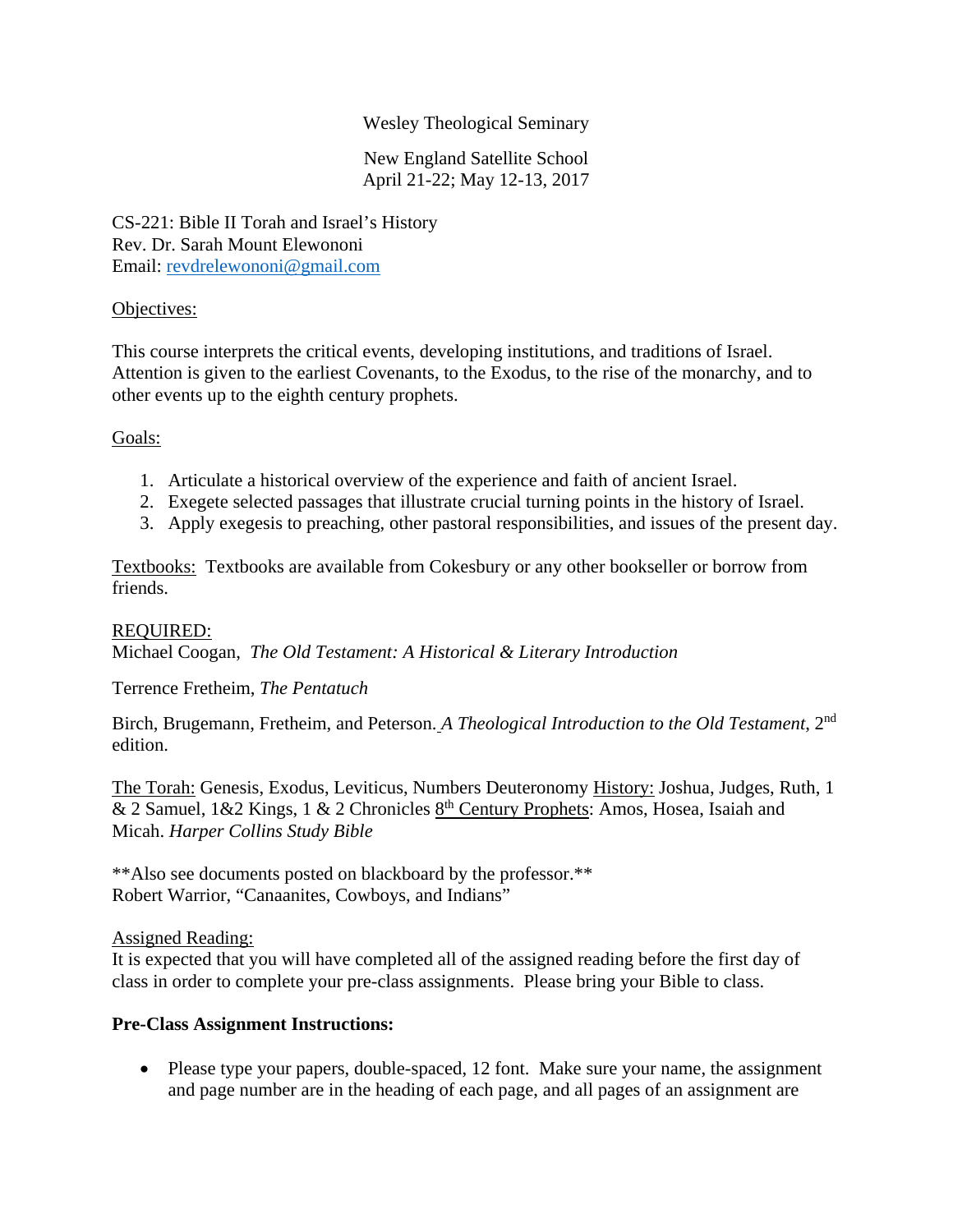Wesley Theological Seminary

New England Satellite School
April 21-22; May 12-13, 2017

CS-221: Bible II Torah and Israel's History
Rev. Dr. Sarah Mount Elewononi
Email: revdrelewononi@gmail.com

Objectives:

This course interprets the critical events, developing institutions, and traditions of Israel. Attention is given to the earliest Covenants, to the Exodus, to the rise of the monarchy, and to other events up to the eighth century prophets.

Goals:

1. Articulate a historical overview of the experience and faith of ancient Israel.
2. Exegete selected passages that illustrate crucial turning points in the history of Israel.
3. Apply exegesis to preaching, other pastoral responsibilities, and issues of the present day.

Textbooks: Textbooks are available from Cokesbury or any other bookseller or borrow from friends.

REQUIRED:
Michael Coogan, *The Old Testament: A Historical & Literary Introduction*

Terrence Fretheim, *The Pentatuch*

Birch, Brugemann, Fretheim, and Peterson. *A Theological Introduction to the Old Testament*, 2nd edition.

The Torah: Genesis, Exodus, Leviticus, Numbers Deuteronomy History: Joshua, Judges, Ruth, 1 & 2 Samuel, 1&2 Kings, 1 & 2 Chronicles 8th Century Prophets: Amos, Hosea, Isaiah and Micah. *Harper Collins Study Bible*

**Also see documents posted on blackboard by the professor.**
Robert Warrior, "Canaanites, Cowboys, and Indians"

Assigned Reading:
It is expected that you will have completed all of the assigned reading before the first day of class in order to complete your pre-class assignments. Please bring your Bible to class.

**Pre-Class Assignment Instructions:**

- Please type your papers, double-spaced, 12 font. Make sure your name, the assignment and page number are in the heading of each page, and all pages of an assignment are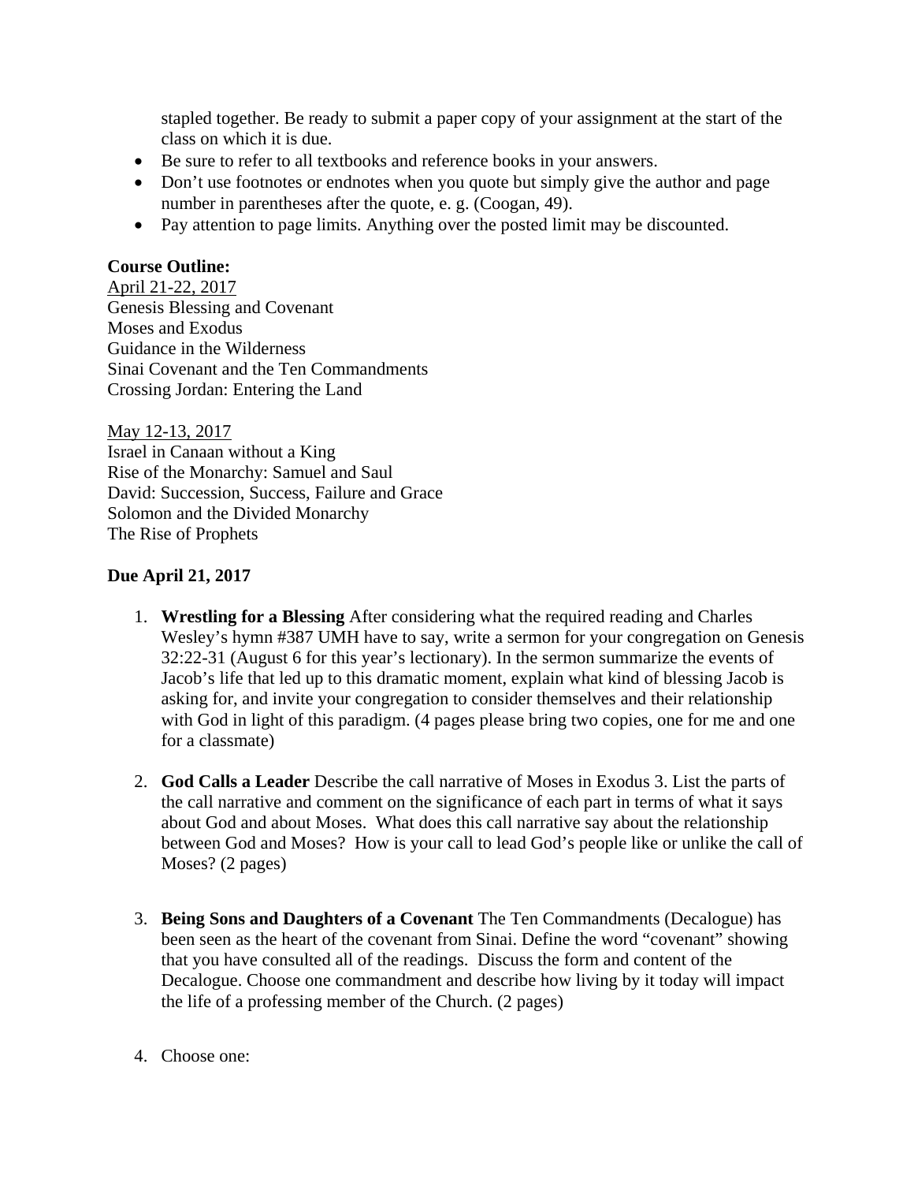stapled together. Be ready to submit a paper copy of your assignment at the start of the class on which it is due.

- Be sure to refer to all textbooks and reference books in your answers.
- Don't use footnotes or endnotes when you quote but simply give the author and page number in parentheses after the quote, e. g. (Coogan, 49).
- Pay attention to page limits. Anything over the posted limit may be discounted.

**Course Outline:**

<u>April 21-22, 2017</u>
Genesis Blessing and Covenant
Moses and Exodus
Guidance in the Wilderness
Sinai Covenant and the Ten Commandments
Crossing Jordan: Entering the Land

<u>May 12-13, 2017</u>
Israel in Canaan without a King
Rise of the Monarchy: Samuel and Saul
David: Succession, Success, Failure and Grace
Solomon and the Divided Monarchy
The Rise of Prophets

**Due April 21, 2017**

1. **Wrestling for a Blessing** After considering what the required reading and Charles Wesley's hymn #387 UMH have to say, write a sermon for your congregation on Genesis 32:22-31 (August 6 for this year's lectionary). In the sermon summarize the events of Jacob's life that led up to this dramatic moment, explain what kind of blessing Jacob is asking for, and invite your congregation to consider themselves and their relationship with God in light of this paradigm. (4 pages please bring two copies, one for me and one for a classmate)

2. **God Calls a Leader** Describe the call narrative of Moses in Exodus 3. List the parts of the call narrative and comment on the significance of each part in terms of what it says about God and about Moses. What does this call narrative say about the relationship between God and Moses? How is your call to lead God's people like or unlike the call of Moses? (2 pages)

3. **Being Sons and Daughters of a Covenant** The Ten Commandments (Decalogue) has been seen as the heart of the covenant from Sinai. Define the word "covenant" showing that you have consulted all of the readings. Discuss the form and content of the Decalogue. Choose one commandment and describe how living by it today will impact the life of a professing member of the Church. (2 pages)

4. Choose one: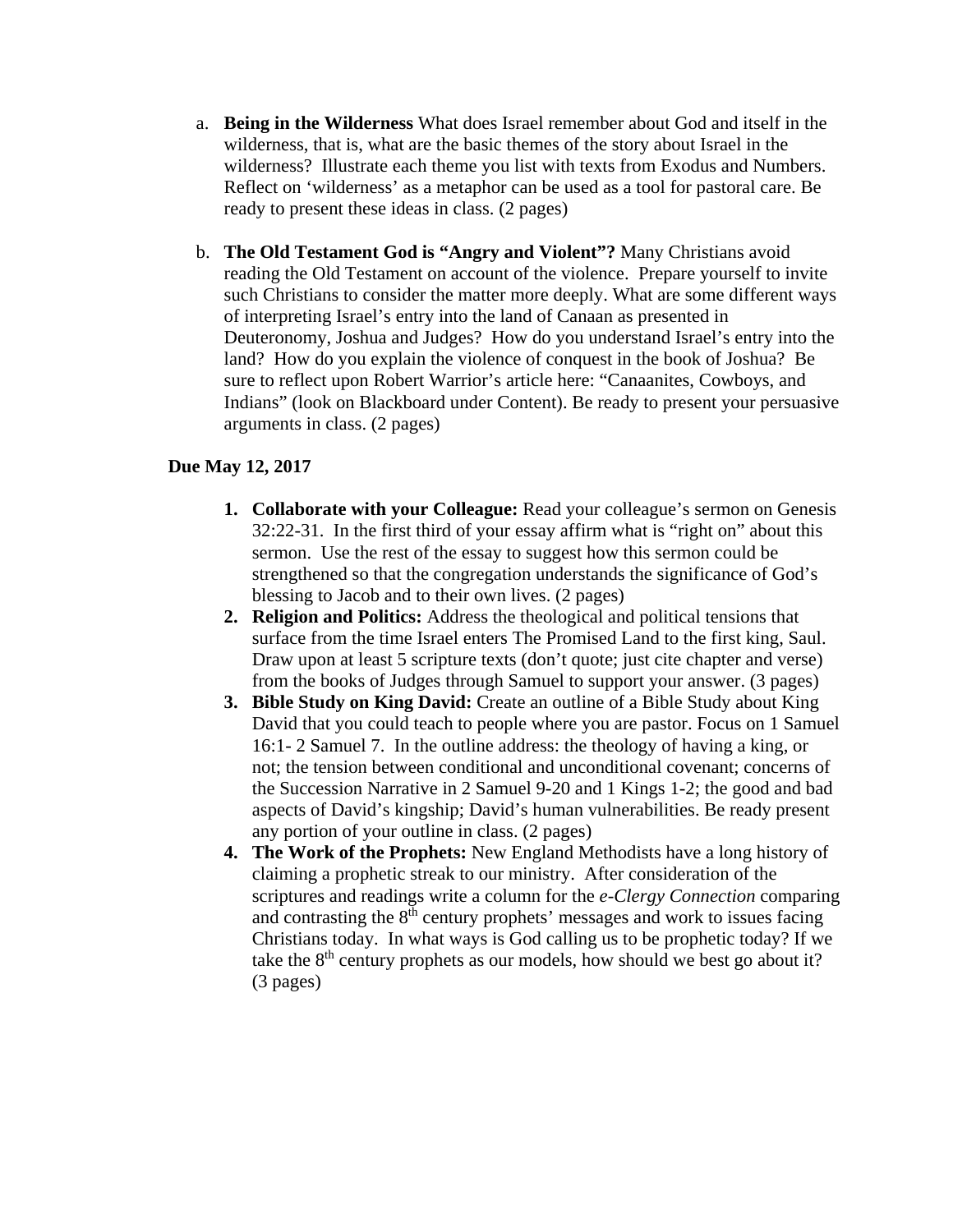a. **Being in the Wilderness** What does Israel remember about God and itself in the wilderness, that is, what are the basic themes of the story about Israel in the wilderness? Illustrate each theme you list with texts from Exodus and Numbers. Reflect on 'wilderness' as a metaphor can be used as a tool for pastoral care. Be ready to present these ideas in class. (2 pages)

b. **The Old Testament God is "Angry and Violent"?** Many Christians avoid reading the Old Testament on account of the violence. Prepare yourself to invite such Christians to consider the matter more deeply. What are some different ways of interpreting Israel's entry into the land of Canaan as presented in Deuteronomy, Joshua and Judges? How do you understand Israel's entry into the land? How do you explain the violence of conquest in the book of Joshua? Be sure to reflect upon Robert Warrior's article here: "Canaanites, Cowboys, and Indians" (look on Blackboard under Content). Be ready to present your persuasive arguments in class. (2 pages)

**Due May 12, 2017**

1. **Collaborate with your Colleague:** Read your colleague's sermon on Genesis 32:22-31. In the first third of your essay affirm what is "right on" about this sermon. Use the rest of the essay to suggest how this sermon could be strengthened so that the congregation understands the significance of God's blessing to Jacob and to their own lives. (2 pages)
2. **Religion and Politics:** Address the theological and political tensions that surface from the time Israel enters The Promised Land to the first king, Saul. Draw upon at least 5 scripture texts (don't quote; just cite chapter and verse) from the books of Judges through Samuel to support your answer. (3 pages)
3. **Bible Study on King David:** Create an outline of a Bible Study about King David that you could teach to people where you are pastor. Focus on 1 Samuel 16:1- 2 Samuel 7. In the outline address: the theology of having a king, or not; the tension between conditional and unconditional covenant; concerns of the Succession Narrative in 2 Samuel 9-20 and 1 Kings 1-2; the good and bad aspects of David's kingship; David's human vulnerabilities. Be ready present any portion of your outline in class. (2 pages)
4. **The Work of the Prophets:** New England Methodists have a long history of claiming a prophetic streak to our ministry. After consideration of the scriptures and readings write a column for the *e-Clergy Connection* comparing and contrasting the 8th century prophets' messages and work to issues facing Christians today. In what ways is God calling us to be prophetic today? If we take the 8th century prophets as our models, how should we best go about it? (3 pages)